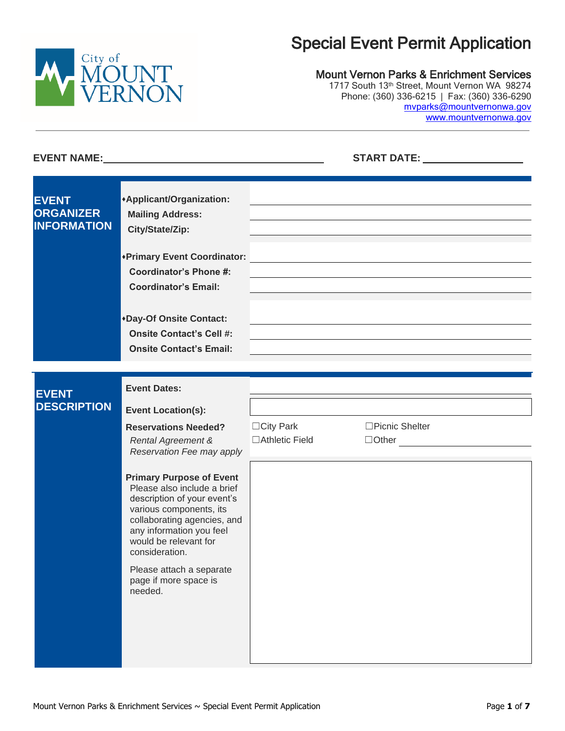# Special Event Permit Application

**Mount Vernon Parks & Enrichment Services**
1717 South 13th Street, Mount Vernon WA 98274
Phone: (360) 336-6215 | Fax: (360) 336-6290
mvparks@mountvernonwa.gov
www.mountvernonwa.gov

**EVENT NAME:** ______________________________ **START DATE:** ________________

## EVENT ORGANIZER INFORMATION

| | |
|---|---|
| **♦Applicant/Organization:** | |
| **Mailing Address:** | |
| **City/State/Zip:** | |
| **♦Primary Event Coordinator:** | |
| **Coordinator's Phone #:** | |
| **Coordinator's Email:** | |
| **♦Day-Of Onsite Contact:** | |
| **Onsite Contact's Cell #:** | |
| **Onsite Contact's Email:** | |

## EVENT DESCRIPTION

| | | |
|---|---|---|
| **Event Dates:** | | |
| **Event Location(s):** | | |
| **Reservations Needed?** *Rental Agreement & Reservation Fee may apply* | ☐City Park | ☐Picnic Shelter |
| | ☐Athletic Field | ☐Other ________ |

**Primary Purpose of Event**
Please also include a brief description of your event's various components, its collaborating agencies, and any information you feel would be relevant for consideration.

Please attach a separate page if more space is needed.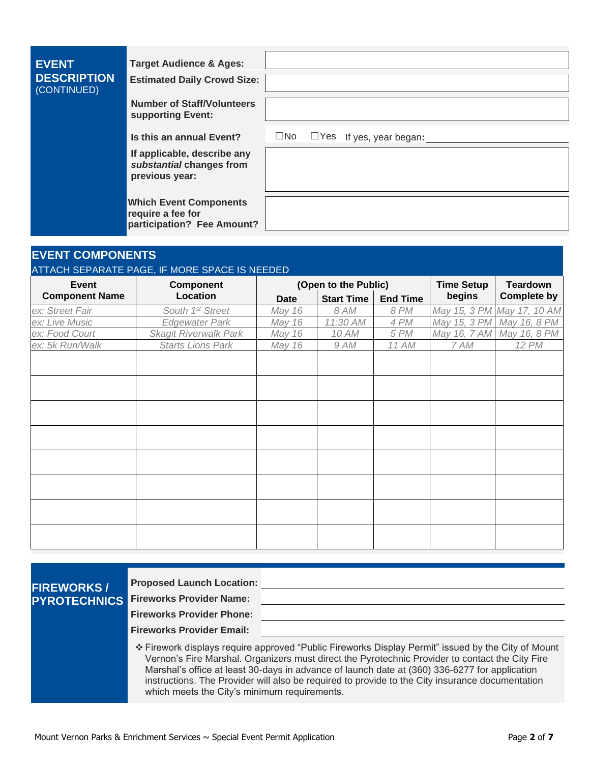## EVENT DESCRIPTION (CONTINUED)

| | |
|---|---|
| **Target Audience & Ages:** | |
| **Estimated Daily Crowd Size:** | |
| **Number of Staff/Volunteers supporting Event:** | |
| **Is this an annual Event?** | ☐No ☐Yes If yes, year began: |
| **If applicable, describe any *substantial* changes from previous year:** | |
| **Which Event Components require a fee for participation? Fee Amount?** | |

## EVENT COMPONENTS

ATTACH SEPARATE PAGE, IF MORE SPACE IS NEEDED

| Event Component Name | Component Location | (Open to the Public) | | | Time Setup begins | Teardown Complete by |
|---|---|---|---|---|---|---|
| | | Date | Start Time | End Time | | |
| *ex: Street Fair* | *South 1st Street* | *May 16* | *8 AM* | *8 PM* | *May 15, 3 PM* | *May 17, 10 AM* |
| *ex: Live Music* | *Edgewater Park* | *May 16* | *11:30 AM* | *4 PM* | *May 15, 3 PM* | *May 16, 8 PM* |
| *ex: Food Court* | *Skagit Riverwalk Park* | *May 16* | *10 AM* | *5 PM* | *May 16, 7 AM* | *May 16, 8 PM* |
| *ex: 5k Run/Walk* | *Starts Lions Park* | *May 16* | *9 AM* | *11 AM* | *7 AM* | *12 PM* |
| | | | | | | |
| | | | | | | |
| | | | | | | |
| | | | | | | |
| | | | | | | |
| | | | | | | |
| | | | | | | |
| | | | | | | |

## FIREWORKS / PYROTECHNICS

**Proposed Launch Location:** \_\_\_\_\_\_\_\_\_\_\_\_\_\_\_\_\_\_\_\_

**Fireworks Provider Name:** \_\_\_\_\_\_\_\_\_\_\_\_\_\_\_\_\_\_\_\_

**Fireworks Provider Phone:** \_\_\_\_\_\_\_\_\_\_\_\_\_\_\_\_\_\_\_\_

**Fireworks Provider Email:** \_\_\_\_\_\_\_\_\_\_\_\_\_\_\_\_\_\_\_\_

❖ Firework displays require approved "Public Fireworks Display Permit" issued by the City of Mount Vernon's Fire Marshal. Organizers must direct the Pyrotechnic Provider to contact the City Fire Marshal's office at least 30-days in advance of launch date at (360) 336-6277 for application instructions. The Provider will also be required to provide to the City insurance documentation which meets the City's minimum requirements.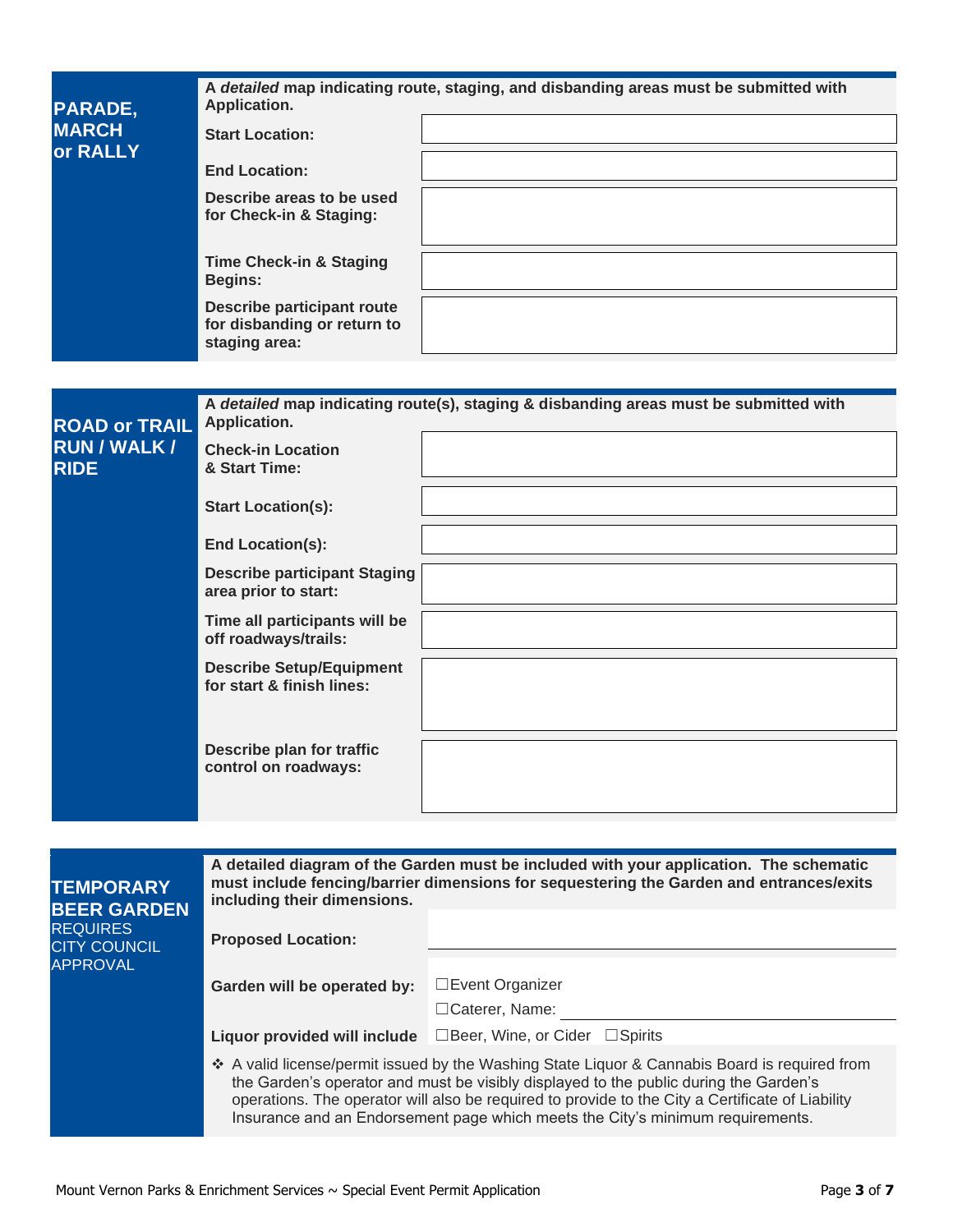## PARADE, MARCH or RALLY

A *detailed* map indicating route, staging, and disbanding areas must be submitted with Application.

| | |
|---|---|
| **Start Location:** | |
| **End Location:** | |
| **Describe areas to be used for Check-in & Staging:** | |
| **Time Check-in & Staging Begins:** | |
| **Describe participant route for disbanding or return to staging area:** | |

## ROAD or TRAIL RUN / WALK / RIDE

A *detailed* map indicating route(s), staging & disbanding areas must be submitted with Application.

| | |
|---|---|
| **Check-in Location & Start Time:** | |
| **Start Location(s):** | |
| **End Location(s):** | |
| **Describe participant Staging area prior to start:** | |
| **Time all participants will be off roadways/trails:** | |
| **Describe Setup/Equipment for start & finish lines:** | |
| **Describe plan for traffic control on roadways:** | |

## TEMPORARY BEER GARDEN

REQUIRES CITY COUNCIL APPROVAL

**A detailed diagram of the Garden must be included with your application. The schematic must include fencing/barrier dimensions for sequestering the Garden and entrances/exits including their dimensions.**

| | |
|---|---|
| **Proposed Location:** | |
| **Garden will be operated by:** | ☐Event Organizer<br>☐Caterer, Name: |
| **Liquor provided will include** | ☐Beer, Wine, or Cider ☐Spirits |

❖ A valid license/permit issued by the Washing State Liquor & Cannabis Board is required from the Garden's operator and must be visibly displayed to the public during the Garden's operations. The operator will also be required to provide to the City a Certificate of Liability Insurance and an Endorsement page which meets the City's minimum requirements.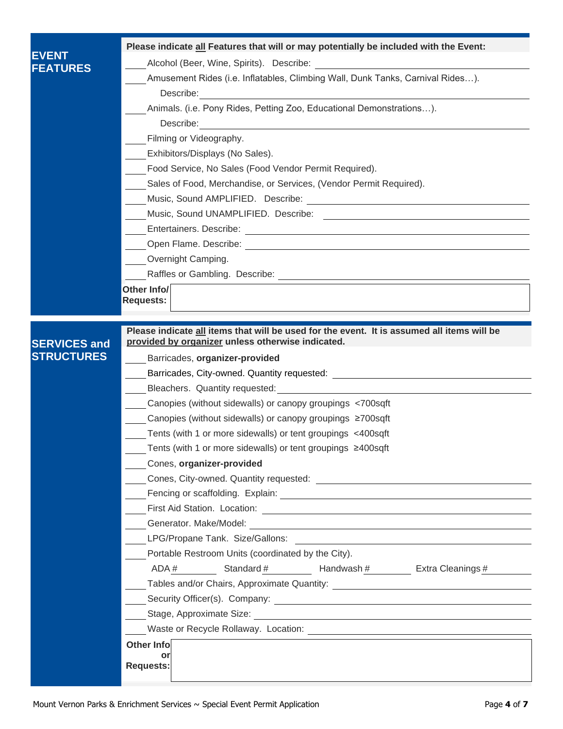## EVENT FEATURES

**Please indicate <u>all</u> Features that will or may potentially be included with the Event:**

____ Alcohol (Beer, Wine, Spirits). Describe: ____________________

____ Amusement Rides (i.e. Inflatables, Climbing Wall, Dunk Tanks, Carnival Rides…).
Describe: ____________________

____ Animals. (i.e. Pony Rides, Petting Zoo, Educational Demonstrations…).
Describe: ____________________

____ Filming or Videography.

____ Exhibitors/Displays (No Sales).

____ Food Service, No Sales (Food Vendor Permit Required).

____ Sales of Food, Merchandise, or Services, (Vendor Permit Required).

____ Music, Sound AMPLIFIED. Describe: ____________________

____ Music, Sound UNAMPLIFIED. Describe: ____________________

____ Entertainers. Describe: ____________________

____ Open Flame. Describe: ____________________

____ Overnight Camping.

____ Raffles or Gambling. Describe: ____________________

**Other Info/ Requests:** ____________________

## SERVICES and STRUCTURES

**Please indicate <u>all</u> items that will be used for the event. It is assumed all items will be <u>provided by organizer</u> unless otherwise indicated.**

____ Barricades, **organizer-provided**

____ Barricades, City-owned. Quantity requested: ____________________

____ Bleachers. Quantity requested: ____________________

____ Canopies (without sidewalls) or canopy groupings <700sqft

____ Canopies (without sidewalls) or canopy groupings ≥700sqft

____ Tents (with 1 or more sidewalls) or tent groupings <400sqft

____ Tents (with 1 or more sidewalls) or tent groupings ≥400sqft

____ Cones, **organizer-provided**

____ Cones, City-owned. Quantity requested: ____________________

____ Fencing or scaffolding. Explain: ____________________

____ First Aid Station. Location: ____________________

____ Generator. Make/Model: ____________________

____ LPG/Propane Tank. Size/Gallons: ____________________

____ Portable Restroom Units (coordinated by the City).
ADA # ________ Standard # ________ Handwash # ________ Extra Cleanings # ________

____ Tables and/or Chairs, Approximate Quantity: ____________________

____ Security Officer(s). Company: ____________________

____ Stage, Approximate Size: ____________________

____ Waste or Recycle Rollaway. Location: ____________________

**Other Info or Requests:** ____________________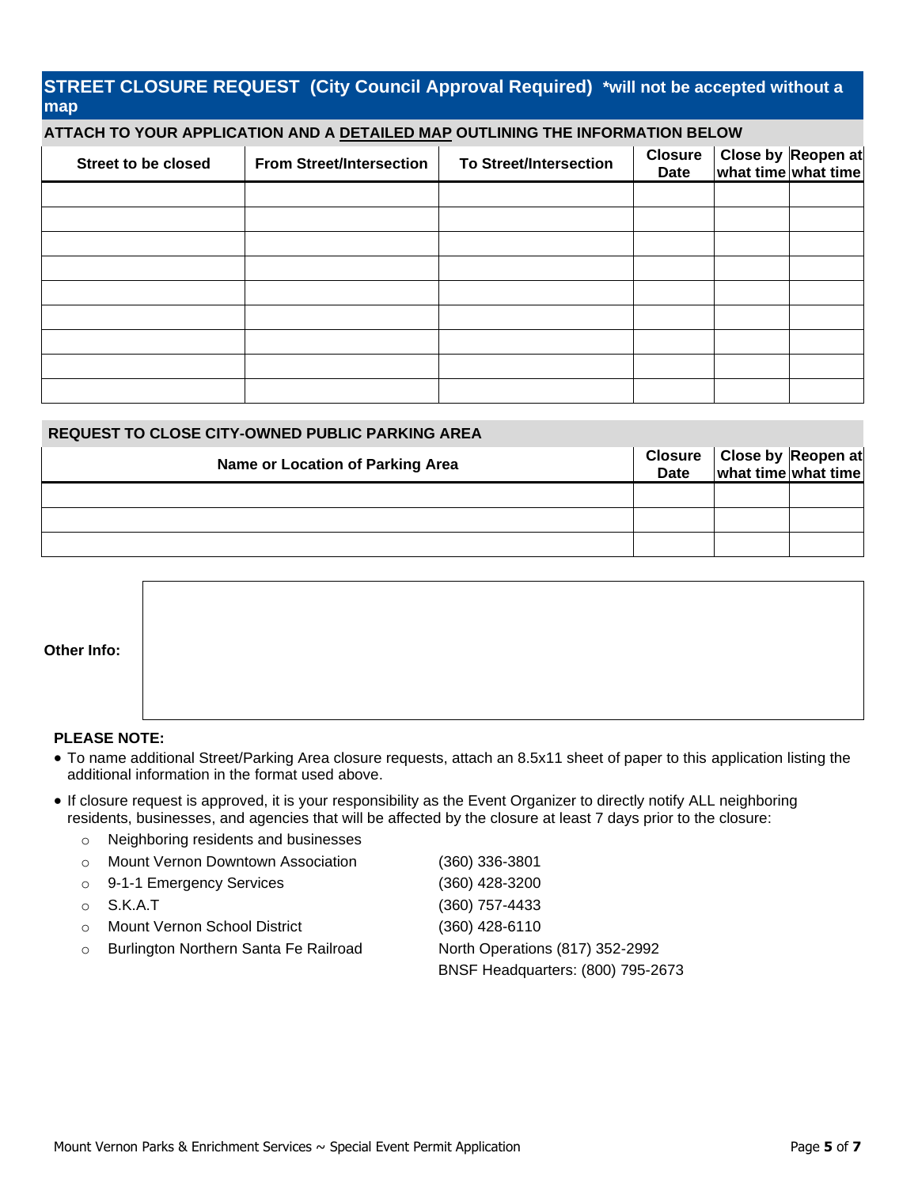## STREET CLOSURE REQUEST (City Council Approval Required) *will not be accepted without a map

**ATTACH TO YOUR APPLICATION AND A DETAILED MAP OUTLINING THE INFORMATION BELOW**

| Street to be closed | From Street/Intersection | To Street/Intersection | Closure Date | Close by what time | Reopen at what time |
|---|---|---|---|---|---|
| | | | | | |
| | | | | | |
| | | | | | |
| | | | | | |
| | | | | | |
| | | | | | |
| | | | | | |
| | | | | | |
| | | | | | |

**REQUEST TO CLOSE CITY-OWNED PUBLIC PARKING AREA**

| Name or Location of Parking Area | Closure Date | Close by what time | Reopen at what time |
|---|---|---|---|
| | | | |
| | | | |
| | | | |

**Other Info:**

**PLEASE NOTE:**

- To name additional Street/Parking Area closure requests, attach an 8.5x11 sheet of paper to this application listing the additional information in the format used above.
- If closure request is approved, it is your responsibility as the Event Organizer to directly notify ALL neighboring residents, businesses, and agencies that will be affected by the closure at least 7 days prior to the closure:
  - Neighboring residents and businesses
  - Mount Vernon Downtown Association (360) 336-3801
  - 9-1-1 Emergency Services (360) 428-3200
  - S.K.A.T (360) 757-4433
  - Mount Vernon School District (360) 428-6110
  - Burlington Northern Santa Fe Railroad North Operations (817) 352-2992, BNSF Headquarters: (800) 795-2673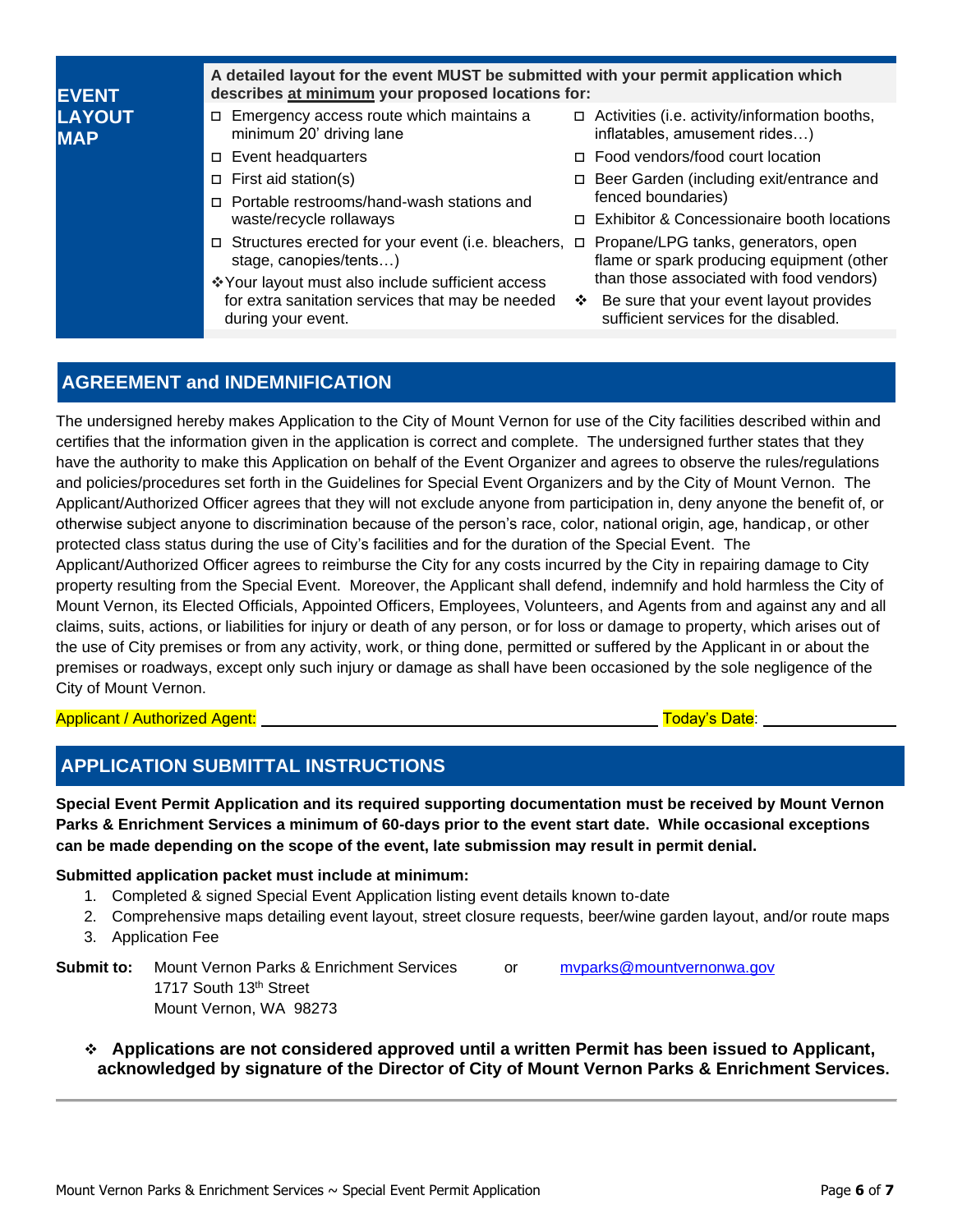## EVENT LAYOUT MAP

**A detailed layout for the event MUST be submitted with your permit application which describes at minimum your proposed locations for:**

- ◻ Emergency access route which maintains a minimum 20' driving lane
- ◻ Event headquarters
- ◻ First aid station(s)
- ◻ Portable restrooms/hand-wash stations and waste/recycle rollaways
- ◻ Structures erected for your event (i.e. bleachers, stage, canopies/tents…)

❖Your layout must also include sufficient access for extra sanitation services that may be needed during your event.

- ◻ Activities (i.e. activity/information booths, inflatables, amusement rides…)
- ◻ Food vendors/food court location
- ◻ Beer Garden (including exit/entrance and fenced boundaries)
- ◻ Exhibitor & Concessionaire booth locations
- ◻ Propane/LPG tanks, generators, open flame or spark producing equipment (other than those associated with food vendors)

❖ Be sure that your event layout provides sufficient services for the disabled.

## AGREEMENT and INDEMNIFICATION

The undersigned hereby makes Application to the City of Mount Vernon for use of the City facilities described within and certifies that the information given in the application is correct and complete. The undersigned further states that they have the authority to make this Application on behalf of the Event Organizer and agrees to observe the rules/regulations and policies/procedures set forth in the Guidelines for Special Event Organizers and by the City of Mount Vernon. The Applicant/Authorized Officer agrees that they will not exclude anyone from participation in, deny anyone the benefit of, or otherwise subject anyone to discrimination because of the person's race, color, national origin, age, handicap, or other protected class status during the use of City's facilities and for the duration of the Special Event. The Applicant/Authorized Officer agrees to reimburse the City for any costs incurred by the City in repairing damage to City property resulting from the Special Event. Moreover, the Applicant shall defend, indemnify and hold harmless the City of Mount Vernon, its Elected Officials, Appointed Officers, Employees, Volunteers, and Agents from and against any and all claims, suits, actions, or liabilities for injury or death of any person, or for loss or damage to property, which arises out of the use of City premises or from any activity, work, or thing done, permitted or suffered by the Applicant in or about the premises or roadways, except only such injury or damage as shall have been occasioned by the sole negligence of the City of Mount Vernon.

Applicant / Authorized Agent: ______________________________ Today's Date: ______________

## APPLICATION SUBMITTAL INSTRUCTIONS

**Special Event Permit Application and its required supporting documentation must be received by Mount Vernon Parks & Enrichment Services a minimum of 60-days prior to the event start date. While occasional exceptions can be made depending on the scope of the event, late submission may result in permit denial.**

**Submitted application packet must include at minimum:**

1. Completed & signed Special Event Application listing event details known to-date
2. Comprehensive maps detailing event layout, street closure requests, beer/wine garden layout, and/or route maps
3. Application Fee

**Submit to:** Mount Vernon Parks & Enrichment Services
1717 South 13th Street
Mount Vernon, WA 98273

or mvparks@mountvernonwa.gov

❖ **Applications are not considered approved until a written Permit has been issued to Applicant, acknowledged by signature of the Director of City of Mount Vernon Parks & Enrichment Services.**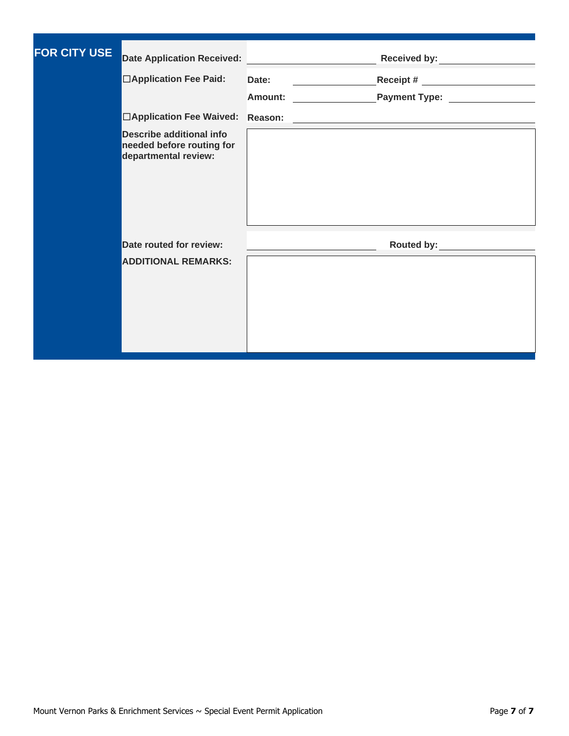## FOR CITY USE

**Date Application Received:** \_\_\_\_\_\_\_\_\_\_\_\_\_\_\_\_\_\_\_\_ **Received by:** \_\_\_\_\_\_\_\_\_\_\_\_\_\_\_\_\_\_\_\_

☐**Application Fee Paid:** **Date:** \_\_\_\_\_\_\_\_\_\_\_\_\_\_\_\_\_\_\_\_ **Receipt #** \_\_\_\_\_\_\_\_\_\_\_\_\_\_\_\_\_\_\_\_

**Amount:** \_\_\_\_\_\_\_\_\_\_\_\_\_\_\_\_\_\_\_\_ **Payment Type:** \_\_\_\_\_\_\_\_\_\_\_\_\_\_\_\_\_\_\_\_

☐**Application Fee Waived:** **Reason:** \_\_\_\_\_\_\_\_\_\_\_\_\_\_\_\_\_\_\_\_\_\_\_\_\_\_\_\_\_\_\_\_\_\_\_\_\_\_\_\_

**Describe additional info needed before routing for departmental review:**

**Date routed for review:** \_\_\_\_\_\_\_\_\_\_\_\_\_\_\_\_\_\_\_\_ **Routed by:** \_\_\_\_\_\_\_\_\_\_\_\_\_\_\_\_\_\_\_\_

**ADDITIONAL REMARKS:**